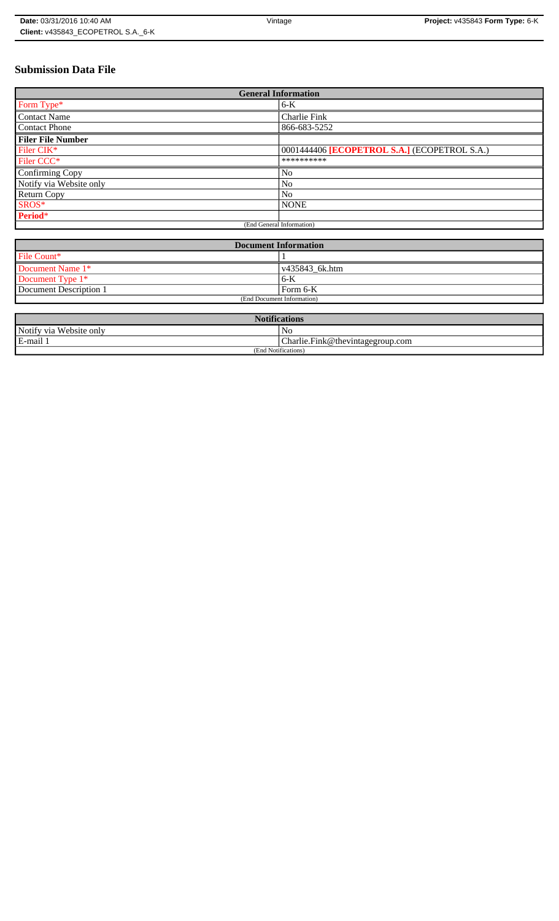# Submission Data File

| General Information | |
|---|---|
| Form Type* | 6-K |
| Contact Name | Charlie Fink |
| Contact Phone | 866-683-5252 |
| **Filer File Number** | |
| Filer CIK* | 0001444406 **[ECOPETROL S.A.]** (ECOPETROL S.A.) |
| Filer CCC* | ********** |
| Confirming Copy | No |
| Notify via Website only | No |
| Return Copy | No |
| SROS* | NONE |
| **Period*** | |
| (End General Information) | |

| Document Information | |
|---|---|
| File Count* | 1 |
| Document Name 1* | v435843_6k.htm |
| Document Type 1* | 6-K |
| Document Description 1 | Form 6-K |
| (End Document Information) | |

| Notifications | |
|---|---|
| Notify via Website only | No |
| E-mail 1 | Charlie.Fink@thevintagegroup.com |
| (End Notifications) | |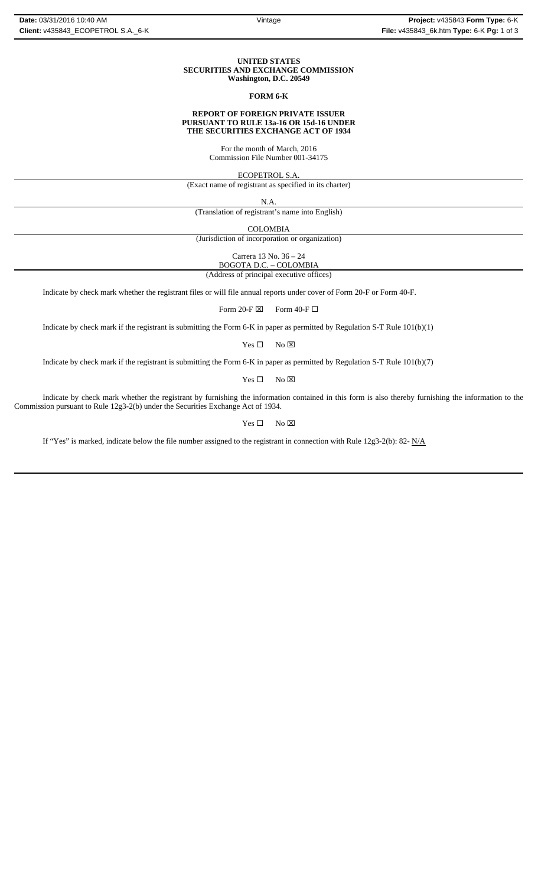**UNITED STATES**
**SECURITIES AND EXCHANGE COMMISSION**
**Washington, D.C. 20549**

**FORM 6-K**

**REPORT OF FOREIGN PRIVATE ISSUER**
**PURSUANT TO RULE 13a-16 OR 15d-16 UNDER**
**THE SECURITIES EXCHANGE ACT OF 1934**

For the month of March, 2016
Commission File Number 001-34175

ECOPETROL S.A.
(Exact name of registrant as specified in its charter)

N.A.
(Translation of registrant's name into English)

COLOMBIA
(Jurisdiction of incorporation or organization)

Carrera 13 No. 36 – 24
BOGOTA D.C. – COLOMBIA
(Address of principal executive offices)

Indicate by check mark whether the registrant files or will file annual reports under cover of Form 20-F or Form 40-F.

Form 20-F ☒ Form 40-F ☐

Indicate by check mark if the registrant is submitting the Form 6-K in paper as permitted by Regulation S-T Rule 101(b)(1)

Yes ☐ No ☒

Indicate by check mark if the registrant is submitting the Form 6-K in paper as permitted by Regulation S-T Rule 101(b)(7)

Yes ☐ No ☒

Indicate by check mark whether the registrant by furnishing the information contained in this form is also thereby furnishing the information to the Commission pursuant to Rule 12g3-2(b) under the Securities Exchange Act of 1934.

Yes ☐ No ☒

If "Yes" is marked, indicate below the file number assigned to the registrant in connection with Rule 12g3-2(b): 82- N/A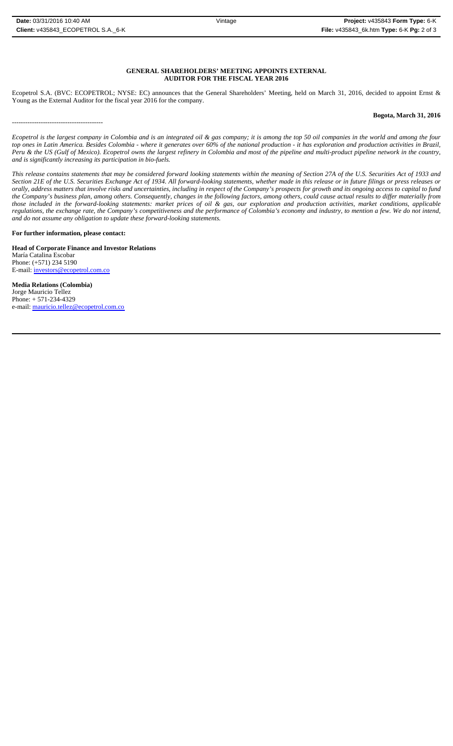**GENERAL SHAREHOLDERS' MEETING APPOINTS EXTERNAL AUDITOR FOR THE FISCAL YEAR 2016**

Ecopetrol S.A. (BVC: ECOPETROL; NYSE: EC) announces that the General Shareholders' Meeting, held on March 31, 2016, decided to appoint Ernst & Young as the External Auditor for the fiscal year 2016 for the company.

**Bogota, March 31, 2016**

-----------------------------------------

*Ecopetrol is the largest company in Colombia and is an integrated oil & gas company; it is among the top 50 oil companies in the world and among the four top ones in Latin America. Besides Colombia - where it generates over 60% of the national production - it has exploration and production activities in Brazil, Peru & the US (Gulf of Mexico). Ecopetrol owns the largest refinery in Colombia and most of the pipeline and multi-product pipeline network in the country, and is significantly increasing its participation in bio-fuels.*

*This release contains statements that may be considered forward looking statements within the meaning of Section 27A of the U.S. Securities Act of 1933 and Section 21E of the U.S. Securities Exchange Act of 1934. All forward-looking statements, whether made in this release or in future filings or press releases or orally, address matters that involve risks and uncertainties, including in respect of the Company's prospects for growth and its ongoing access to capital to fund the Company's business plan, among others. Consequently, changes in the following factors, among others, could cause actual results to differ materially from those included in the forward-looking statements: market prices of oil & gas, our exploration and production activities, market conditions, applicable regulations, the exchange rate, the Company's competitiveness and the performance of Colombia's economy and industry, to mention a few. We do not intend, and do not assume any obligation to update these forward-looking statements.*

**For further information, please contact:**

**Head of Corporate Finance and Investor Relations**
María Catalina Escobar
Phone: (+571) 234 5190
E-mail: investors@ecopetrol.com.co

**Media Relations (Colombia)**
Jorge Mauricio Tellez
Phone: + 571-234-4329
e-mail: mauricio.tellez@ecopetrol.com.co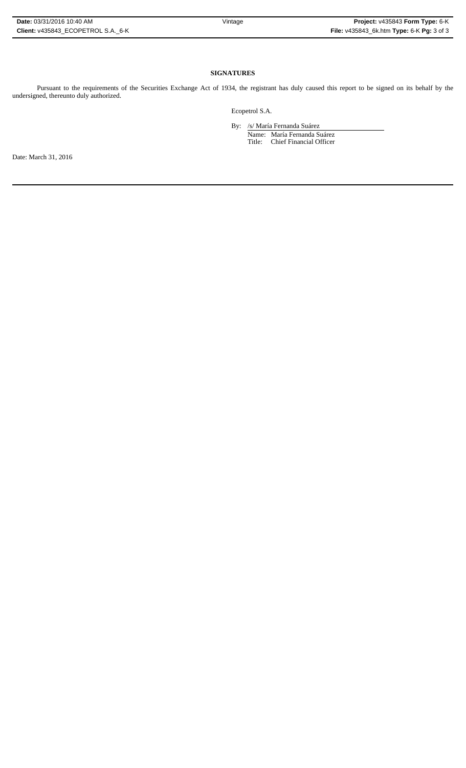## SIGNATURES

Pursuant to the requirements of the Securities Exchange Act of 1934, the registrant has duly caused this report to be signed on its behalf by the undersigned, thereunto duly authorized.

Ecopetrol S.A.

By: /s/ María Fernanda Suárez

Name: María Fernanda Suárez

Title: Chief Financial Officer

Date: March 31, 2016